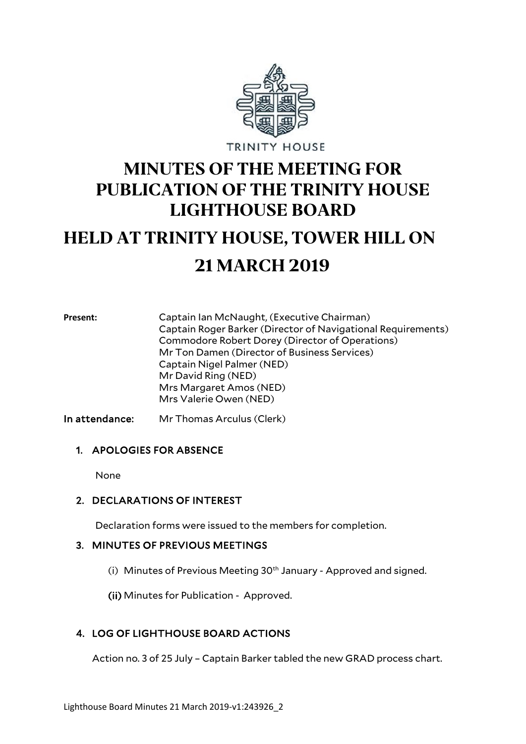TRINITY HOUSE

# MINUTES OF THE MEETING FOR PUBLICATION OF THE TRINITY HOUSE LIGHTHOUSE BOARD

# HELD AT TRINITY HOUSE, TOWER HILL ON 21 MARCH 2019

**Present:**

Captain Ian McNaught, (Executive Chairman)
Captain Roger Barker (Director of Navigational Requirements)
Commodore Robert Dorey (Director of Operations)
Mr Ton Damen (Director of Business Services)
Captain Nigel Palmer (NED)
Mr David Ring (NED)
Mrs Margaret Amos (NED)
Mrs Valerie Owen (NED)

**In attendance:** Mr Thomas Arculus (Clerk)

1. **APOLOGIES FOR ABSENCE**

   None

2. **DECLARATIONS OF INTEREST**

   Declaration forms were issued to the members for completion.

3. **MINUTES OF PREVIOUS MEETINGS**

   (i) Minutes of Previous Meeting 30th January - Approved and signed.

   **(ii)** Minutes for Publication - Approved.

4. **LOG OF LIGHTHOUSE BOARD ACTIONS**

   Action no. 3 of 25 July – Captain Barker tabled the new GRAD process chart.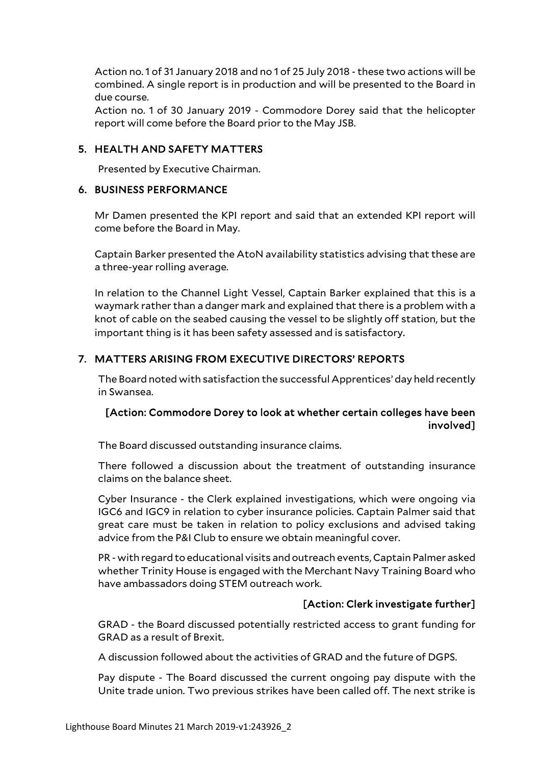Action no. 1 of 31 January 2018 and no 1 of 25 July 2018 - these two actions will be combined. A single report is in production and will be presented to the Board in due course.

Action no. 1 of 30 January 2019 - Commodore Dorey said that the helicopter report will come before the Board prior to the May JSB.

## 5. HEALTH AND SAFETY MATTERS

Presented by Executive Chairman.

## 6. BUSINESS PERFORMANCE

Mr Damen presented the KPI report and said that an extended KPI report will come before the Board in May.

Captain Barker presented the AtoN availability statistics advising that these are a three-year rolling average.

In relation to the Channel Light Vessel, Captain Barker explained that this is a waymark rather than a danger mark and explained that there is a problem with a knot of cable on the seabed causing the vessel to be slightly off station, but the important thing is it has been safety assessed and is satisfactory.

## 7. MATTERS ARISING FROM EXECUTIVE DIRECTORS' REPORTS

The Board noted with satisfaction the successful Apprentices' day held recently in Swansea.

**[Action: Commodore Dorey to look at whether certain colleges have been involved]**

The Board discussed outstanding insurance claims.

There followed a discussion about the treatment of outstanding insurance claims on the balance sheet.

Cyber Insurance - the Clerk explained investigations, which were ongoing via IGC6 and IGC9 in relation to cyber insurance policies. Captain Palmer said that great care must be taken in relation to policy exclusions and advised taking advice from the P&I Club to ensure we obtain meaningful cover.

PR - with regard to educational visits and outreach events, Captain Palmer asked whether Trinity House is engaged with the Merchant Navy Training Board who have ambassadors doing STEM outreach work.

**[Action: Clerk investigate further]**

GRAD - the Board discussed potentially restricted access to grant funding for GRAD as a result of Brexit.

A discussion followed about the activities of GRAD and the future of DGPS.

Pay dispute - The Board discussed the current ongoing pay dispute with the Unite trade union. Two previous strikes have been called off. The next strike is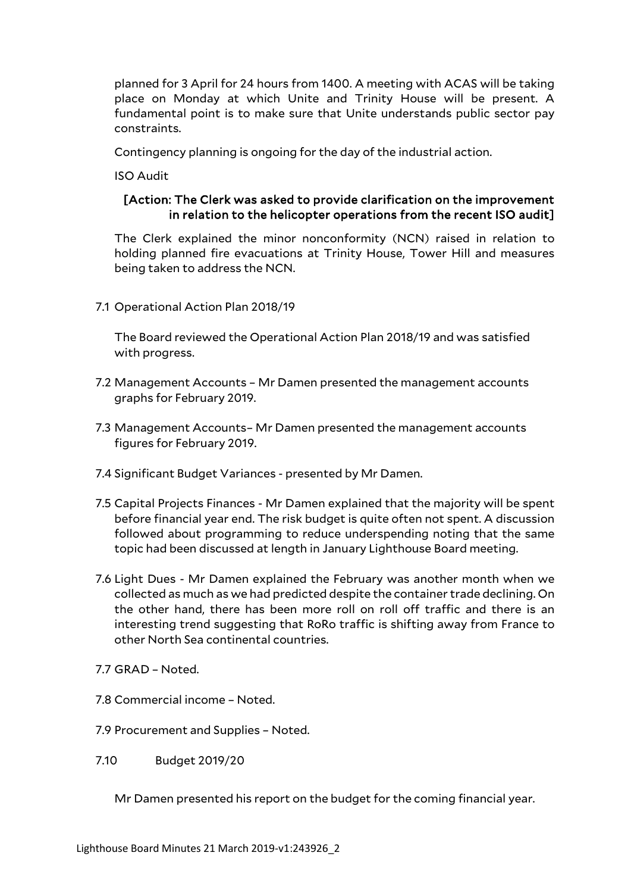planned for 3 April for 24 hours from 1400. A meeting with ACAS will be taking place on Monday at which Unite and Trinity House will be present. A fundamental point is to make sure that Unite understands public sector pay constraints.

Contingency planning is ongoing for the day of the industrial action.

ISO Audit

**[Action: The Clerk was asked to provide clarification on the improvement in relation to the helicopter operations from the recent ISO audit]**

The Clerk explained the minor nonconformity (NCN) raised in relation to holding planned fire evacuations at Trinity House, Tower Hill and measures being taken to address the NCN.

7.1 Operational Action Plan 2018/19

The Board reviewed the Operational Action Plan 2018/19 and was satisfied with progress.

7.2 Management Accounts – Mr Damen presented the management accounts graphs for February 2019.

7.3 Management Accounts– Mr Damen presented the management accounts figures for February 2019.

7.4 Significant Budget Variances - presented by Mr Damen.

7.5 Capital Projects Finances - Mr Damen explained that the majority will be spent before financial year end. The risk budget is quite often not spent. A discussion followed about programming to reduce underspending noting that the same topic had been discussed at length in January Lighthouse Board meeting.

7.6 Light Dues - Mr Damen explained the February was another month when we collected as much as we had predicted despite the container trade declining. On the other hand, there has been more roll on roll off traffic and there is an interesting trend suggesting that RoRo traffic is shifting away from France to other North Sea continental countries.

7.7 GRAD – Noted.

7.8 Commercial income – Noted.

7.9 Procurement and Supplies – Noted.

7.10 Budget 2019/20

Mr Damen presented his report on the budget for the coming financial year.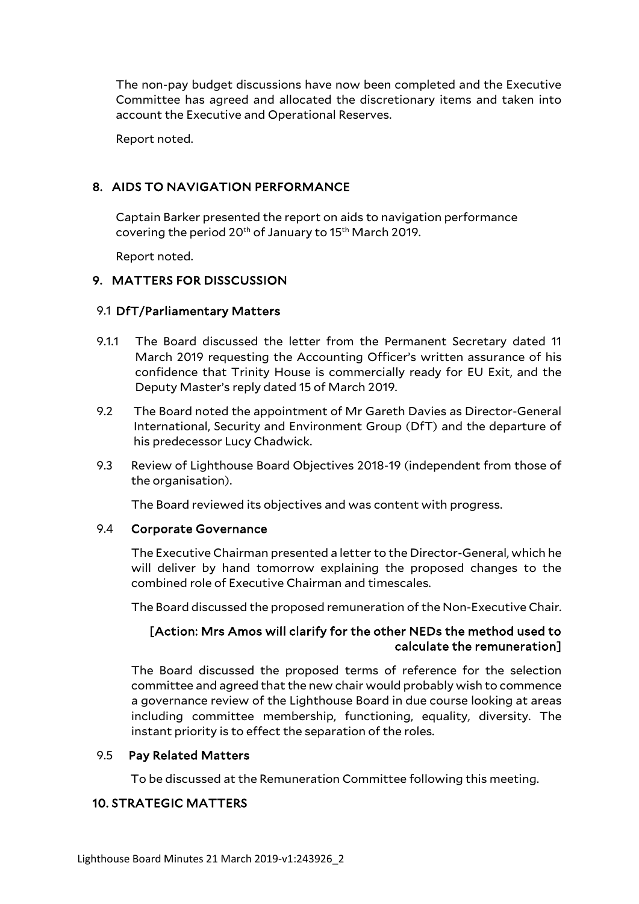The non-pay budget discussions have now been completed and the Executive Committee has agreed and allocated the discretionary items and taken into account the Executive and Operational Reserves.

Report noted.

## 8. AIDS TO NAVIGATION PERFORMANCE

Captain Barker presented the report on aids to navigation performance covering the period 20th of January to 15th March 2019.

Report noted.

## 9. MATTERS FOR DISSCUSSION

### 9.1 DfT/Parliamentary Matters

9.1.1 The Board discussed the letter from the Permanent Secretary dated 11 March 2019 requesting the Accounting Officer's written assurance of his confidence that Trinity House is commercially ready for EU Exit, and the Deputy Master's reply dated 15 of March 2019.

9.2 The Board noted the appointment of Mr Gareth Davies as Director-General International, Security and Environment Group (DfT) and the departure of his predecessor Lucy Chadwick.

9.3 Review of Lighthouse Board Objectives 2018-19 (independent from those of the organisation).

The Board reviewed its objectives and was content with progress.

### 9.4 Corporate Governance

The Executive Chairman presented a letter to the Director-General, which he will deliver by hand tomorrow explaining the proposed changes to the combined role of Executive Chairman and timescales.

The Board discussed the proposed remuneration of the Non-Executive Chair.

**[Action: Mrs Amos will clarify for the other NEDs the method used to calculate the remuneration]**

The Board discussed the proposed terms of reference for the selection committee and agreed that the new chair would probably wish to commence a governance review of the Lighthouse Board in due course looking at areas including committee membership, functioning, equality, diversity. The instant priority is to effect the separation of the roles.

### 9.5 Pay Related Matters

To be discussed at the Remuneration Committee following this meeting.

## 10. STRATEGIC MATTERS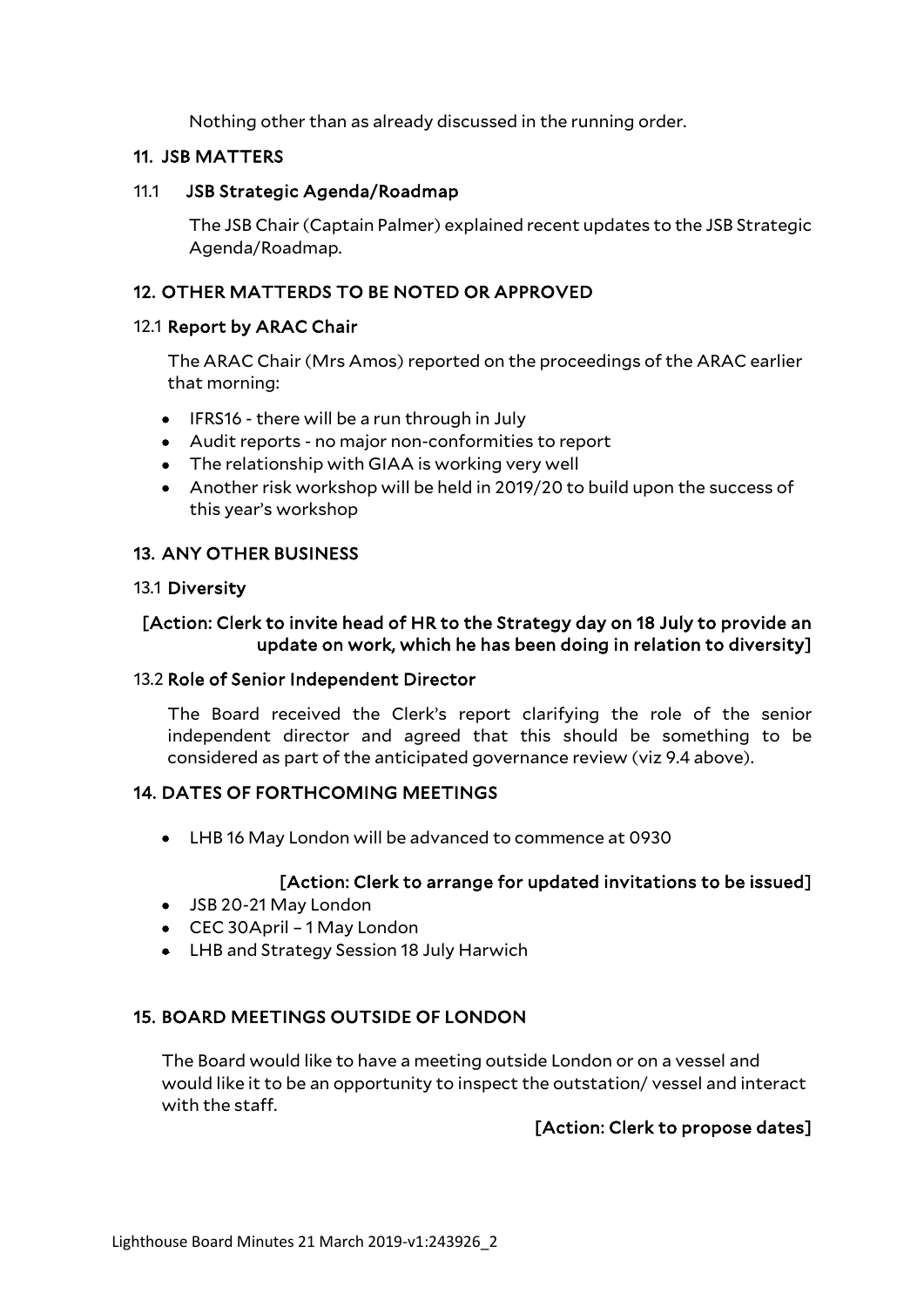Nothing other than as already discussed in the running order.

## 11. JSB MATTERS

### 11.1 JSB Strategic Agenda/Roadmap

The JSB Chair (Captain Palmer) explained recent updates to the JSB Strategic Agenda/Roadmap.

## 12. OTHER MATTERDS TO BE NOTED OR APPROVED

### 12.1 Report by ARAC Chair

The ARAC Chair (Mrs Amos) reported on the proceedings of the ARAC earlier that morning:

- IFRS16 - there will be a run through in July
- Audit reports - no major non-conformities to report
- The relationship with GIAA is working very well
- Another risk workshop will be held in 2019/20 to build upon the success of this year's workshop

## 13. ANY OTHER BUSINESS

### 13.1 Diversity

**[Action: Clerk to invite head of HR to the Strategy day on 18 July to provide an update on work, which he has been doing in relation to diversity]**

### 13.2 Role of Senior Independent Director

The Board received the Clerk's report clarifying the role of the senior independent director and agreed that this should be something to be considered as part of the anticipated governance review (viz 9.4 above).

## 14. DATES OF FORTHCOMING MEETINGS

- LHB 16 May London will be advanced to commence at 0930

**[Action: Clerk to arrange for updated invitations to be issued]**

- JSB 20-21 May London
- CEC 30April – 1 May London
- LHB and Strategy Session 18 July Harwich

## 15. BOARD MEETINGS OUTSIDE OF LONDON

The Board would like to have a meeting outside London or on a vessel and would like it to be an opportunity to inspect the outstation/ vessel and interact with the staff.

**[Action: Clerk to propose dates]**